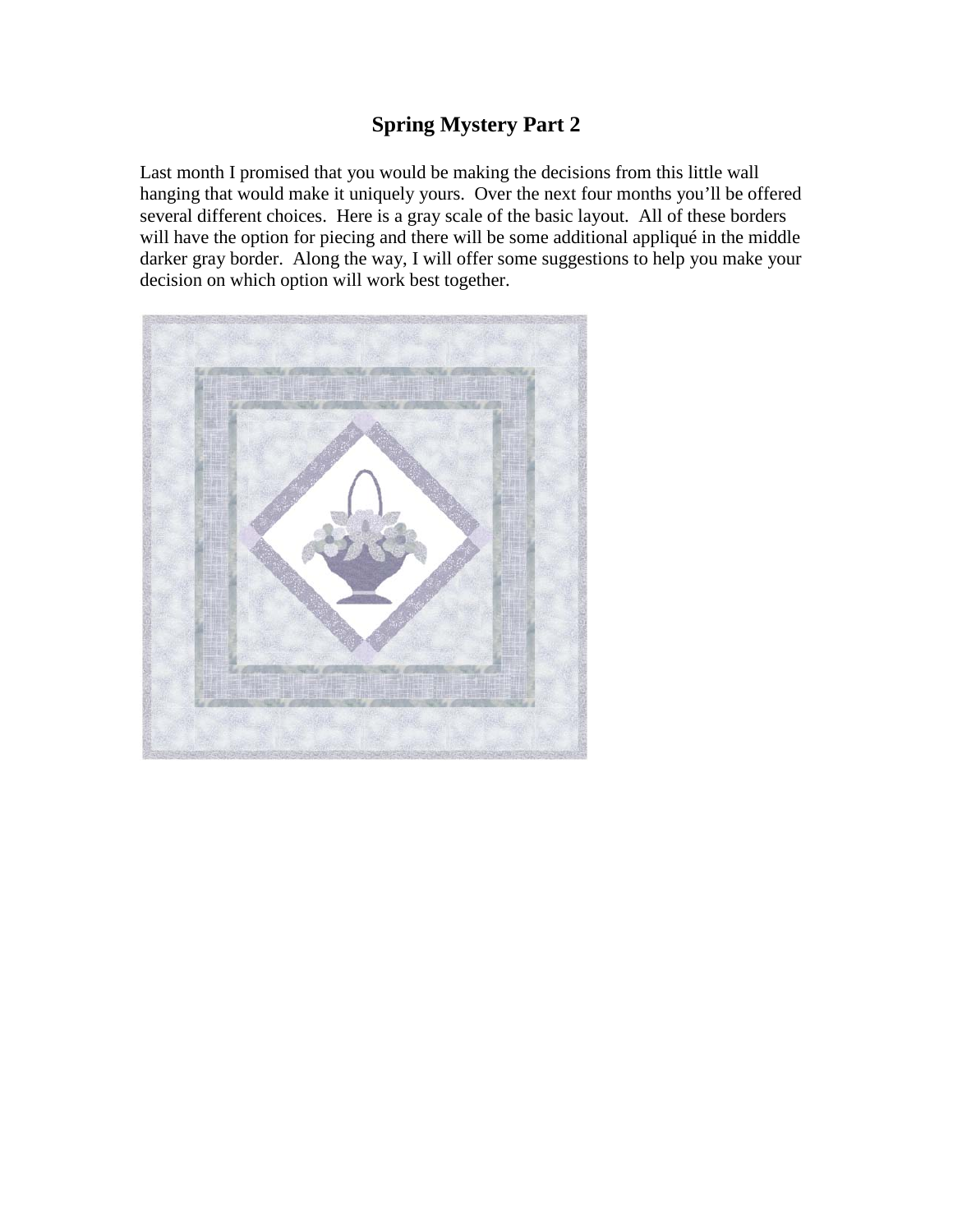# Spring Mystery Part 2

Last month I promised that you would be making the decisions from this little wall hanging that would make it uniquely yours. Over the next four months you'll be offered several different choices. Here is a gray scale of the basic layout. All of these borders will have the option for piecing and there will be some additional appliqué in the middle darker gray border. Along the way, I will offer some suggestions to help you make your decision on which option will work best together.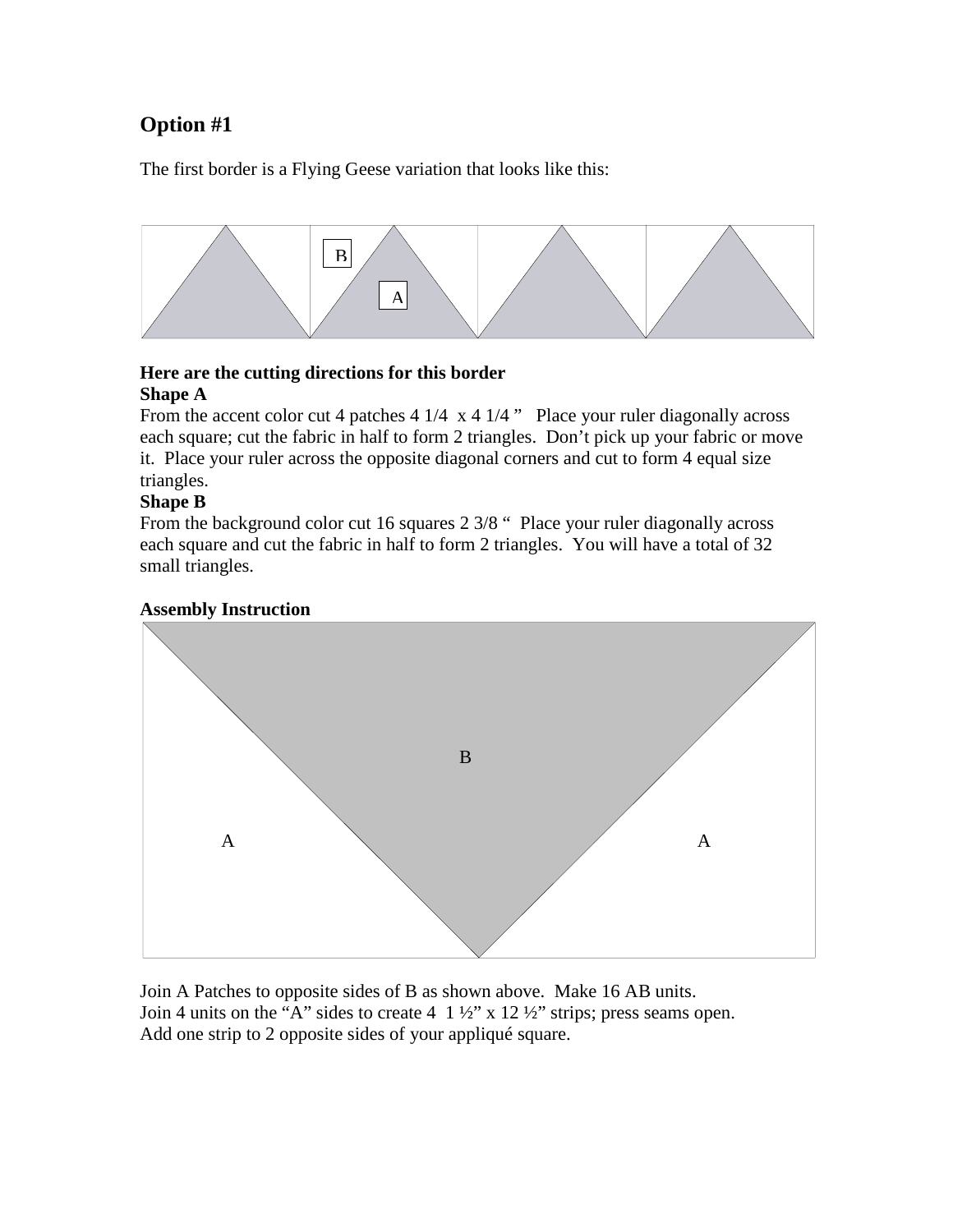## Option #1

The first border is a Flying Geese variation that looks like this:

**Here are the cutting directions for this border**
**Shape A**
From the accent color cut 4 patches 4 1/4  x 4 1/4 ”   Place your ruler diagonally across each square; cut the fabric in half to form 2 triangles.  Don’t pick up your fabric or move it.  Place your ruler across the opposite diagonal corners and cut to form 4 equal size triangles.
**Shape B**
From the background color cut 16 squares 2 3/8 “  Place your ruler diagonally across each square and cut the fabric in half to form 2 triangles.  You will have a total of 32 small triangles.

**Assembly Instruction**

Join A Patches to opposite sides of B as shown above.  Make 16 AB units.
Join 4 units on the “A” sides to create 4  1 ½” x 12 ½” strips; press seams open.
Add one strip to 2 opposite sides of your appliqué square.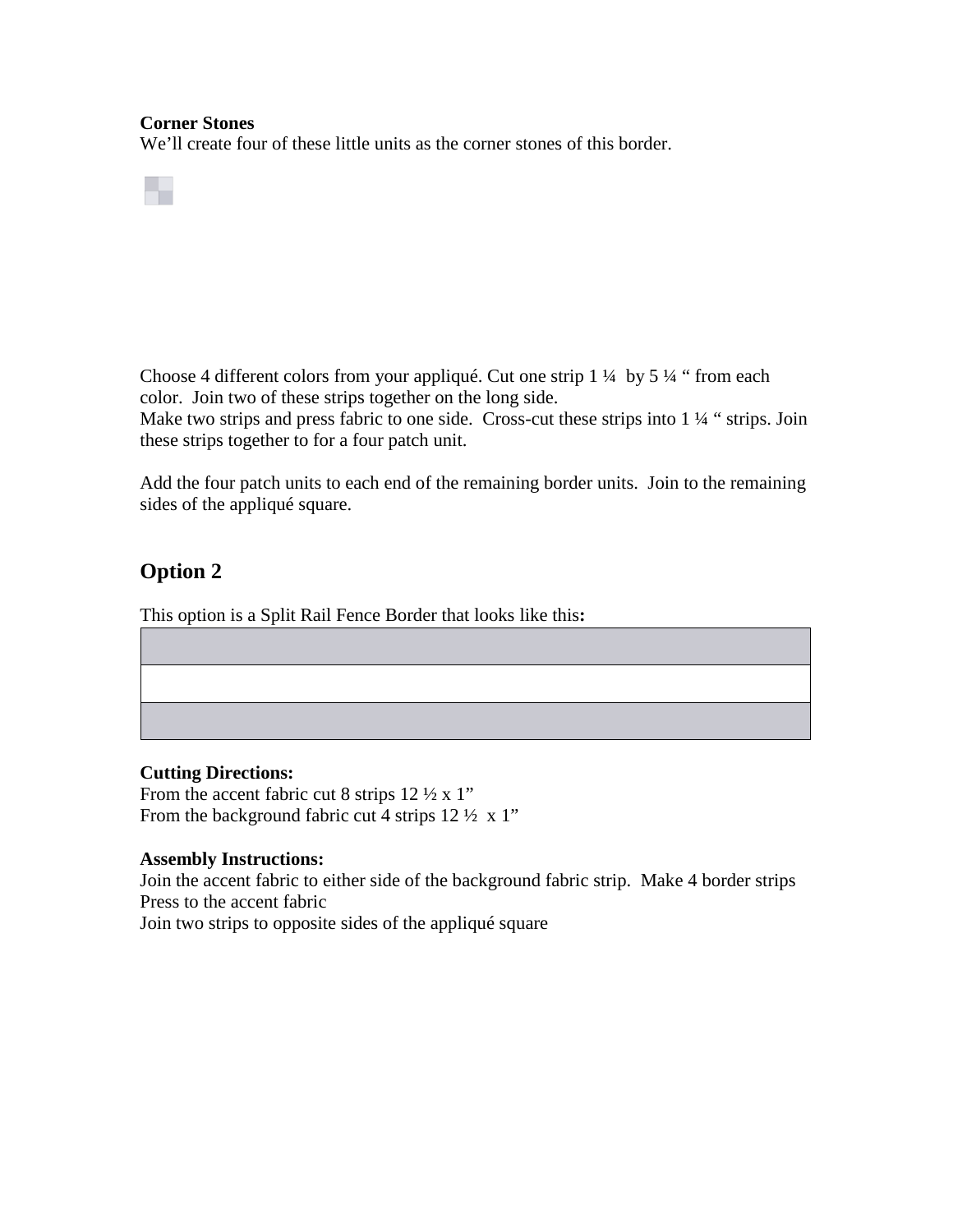**Corner Stones**
We'll create four of these little units as the corner stones of this border.

Choose 4 different colors from your appliqué. Cut one strip 1 ¼  by 5 ¼ " from each color.  Join two of these strips together on the long side.
Make two strips and press fabric to one side.  Cross-cut these strips into 1 ¼ " strips. Join these strips together to for a four patch unit.

Add the four patch units to each end of the remaining border units.  Join to the remaining sides of the appliqué square.

## Option 2

This option is a Split Rail Fence Border that looks like this**:**

**Cutting Directions:**
From the accent fabric cut 8 strips 12 ½ x 1"
From the background fabric cut 4 strips 12 ½  x 1"

**Assembly Instructions:**
Join the accent fabric to either side of the background fabric strip.  Make 4 border strips
Press to the accent fabric
Join two strips to opposite sides of the appliqué square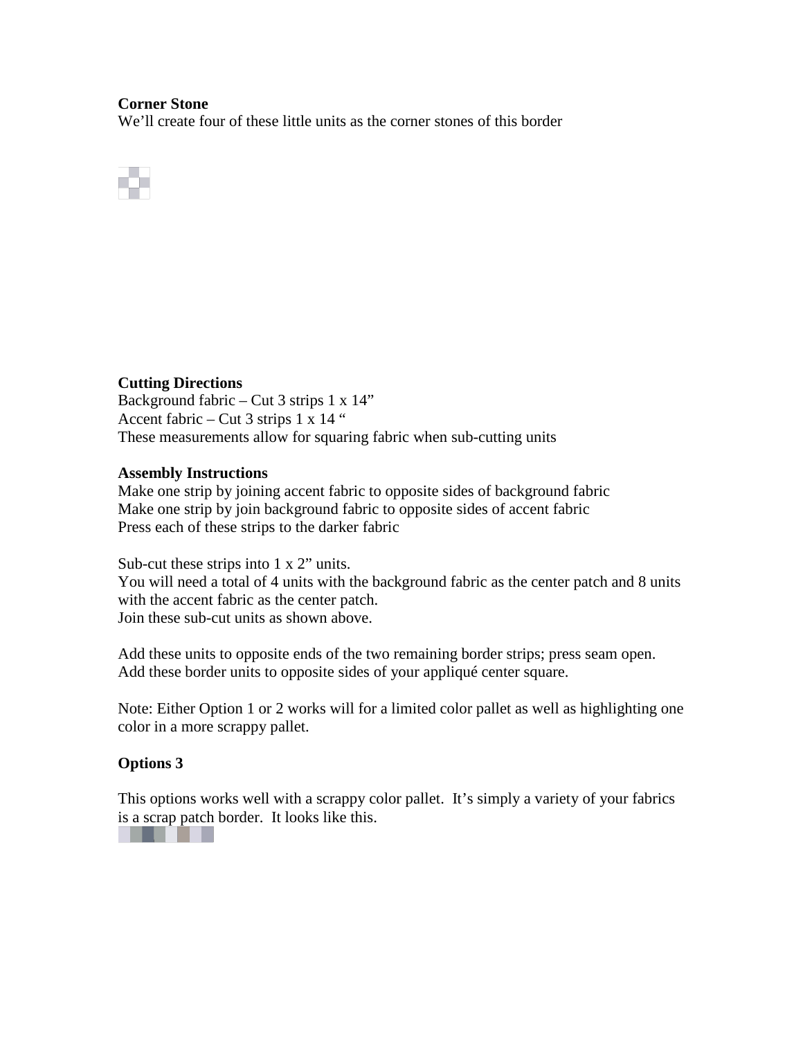**Corner Stone**

We'll create four of these little units as the corner stones of this border

**Cutting Directions**

Background fabric – Cut 3 strips 1 x 14"
Accent fabric – Cut 3 strips 1 x 14 "
These measurements allow for squaring fabric when sub-cutting units

**Assembly Instructions**

Make one strip by joining accent fabric to opposite sides of background fabric
Make one strip by join background fabric to opposite sides of accent fabric
Press each of these strips to the darker fabric

Sub-cut these strips into 1 x 2" units.
You will need a total of 4 units with the background fabric as the center patch and 8 units with the accent fabric as the center patch.
Join these sub-cut units as shown above.

Add these units to opposite ends of the two remaining border strips; press seam open.
Add these border units to opposite sides of your appliqué center square.

Note: Either Option 1 or 2 works will for a limited color pallet as well as highlighting one color in a more scrappy pallet.

**Options 3**

This options works well with a scrappy color pallet. It's simply a variety of your fabrics is a scrap patch border. It looks like this.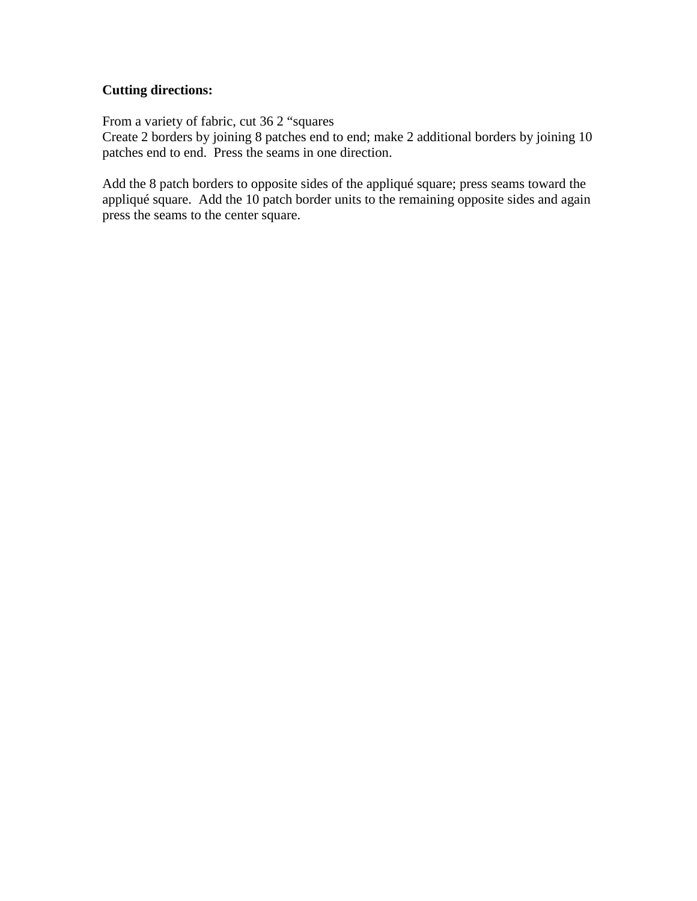**Cutting directions:**

From a variety of fabric, cut 36 2 “squares
Create 2 borders by joining 8 patches end to end; make 2 additional borders by joining 10 patches end to end.  Press the seams in one direction.

Add the 8 patch borders to opposite sides of the appliqué square; press seams toward the appliqué square.  Add the 10 patch border units to the remaining opposite sides and again press the seams to the center square.